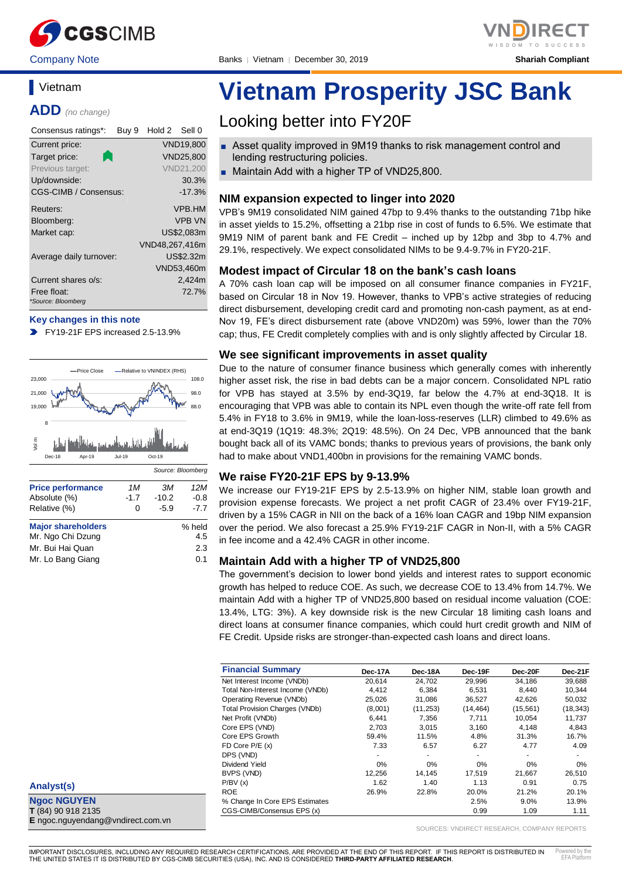Company Note | Banks | Vietnam | December 30, 2019 | Shariah Compliant

# Vietnam Prosperity JSC Bank

## Looking better into FY20F

- Asset quality improved in 9M19 thanks to risk management control and lending restructuring policies.
- Maintain Add with a higher TP of VND25,800.

### Vietnam

**ADD** *(no change)*

| Consensus ratings*: | Buy 9 Hold 2 Sell 0 |
|---|---|
| Current price: | VND19,800 |
| Target price: | VND25,800 |
| Previous target: | VND21,200 |
| Up/downside: | 30.3% |
| CGS-CIMB / Consensus: | -17.3% |
| Reuters: | VPB.HM |
| Bloomberg: | VPB VN |
| Market cap: | US$2,083m |
| | VND48,267,416m |
| Average daily turnover: | US$2.32m |
| | VND53,460m |
| Current shares o/s: | 2,424m |
| Free float: | 72.7% |

*Source: Bloomberg

**Key changes in this note**

- FY19-21F EPS increased 2.5-13.9%

Source: Bloomberg

| Price performance | 1M | 3M | 12M |
|---|---|---|---|
| Absolute (%) | -1.7 | -10.2 | -0.8 |
| Relative (%) | 0 | -5.9 | -7.7 |

| Major shareholders | % held |
|---|---|
| Mr. Ngo Chi Dzung | 4.5 |
| Mr. Bui Hai Quan | 2.3 |
| Mr. Lo Bang Giang | 0.1 |

### NIM expansion expected to linger into 2020

VPB's 9M19 consolidated NIM gained 47bp to 9.4% thanks to the outstanding 71bp hike in asset yields to 15.2%, offsetting a 21bp rise in cost of funds to 6.5%. We estimate that 9M19 NIM of parent bank and FE Credit – inched up by 12bp and 3bp to 4.7% and 29.1%, respectively. We expect consolidated NIMs to be 9.4-9.7% in FY20-21F.

### Modest impact of Circular 18 on the bank's cash loans

A 70% cash loan cap will be imposed on all consumer finance companies in FY21F, based on Circular 18 in Nov 19. However, thanks to VPB's active strategies of reducing direct disbursement, developing credit card and promoting non-cash payment, as at end-Nov 19, FE's direct disbursement rate (above VND20m) was 59%, lower than the 70% cap; thus, FE Credit completely complies with and is only slightly affected by Circular 18.

### We see significant improvements in asset quality

Due to the nature of consumer finance business which generally comes with inherently higher asset risk, the rise in bad debts can be a major concern. Consolidated NPL ratio for VPB has stayed at 3.5% by end-3Q19, far below the 4.7% at end-3Q18. It is encouraging that VPB was able to contain its NPL even though the write-off rate fell from 5.4% in FY18 to 3.6% in 9M19, while the loan-loss-reserves (LLR) climbed to 49.6% as at end-3Q19 (1Q19: 48.3%; 2Q19: 48.5%). On 24 Dec, VPB announced that the bank bought back all of its VAMC bonds; thanks to previous years of provisions, the bank only had to make about VND1,400bn in provisions for the remaining VAMC bonds.

### We raise FY20-21F EPS by 9-13.9%

We increase our FY19-21F EPS by 2.5-13.9% on higher NIM, stable loan growth and provision expense forecasts. We project a net profit CAGR of 23.4% over FY19-21F, driven by a 15% CAGR in NII on the back of a 16% loan CAGR and 19bp NIM expansion over the period. We also forecast a 25.9% FY19-21F CAGR in Non-II, with a 5% CAGR in fee income and a 42.4% CAGR in other income.

### Maintain Add with a higher TP of VND25,800

The government's decision to lower bond yields and interest rates to support economic growth has helped to reduce COE. As such, we decrease COE to 13.4% from 14.7%. We maintain Add with a higher TP of VND25,800 based on residual income valuation (COE: 13.4%, LTG: 3%). A key downside risk is the new Circular 18 limiting cash loans and direct loans at consumer finance companies, which could hurt credit growth and NIM of FE Credit. Upside risks are stronger-than-expected cash loans and direct loans.

| Financial Summary | Dec-17A | Dec-18A | Dec-19F | Dec-20F | Dec-21F |
|---|---|---|---|---|---|
| Net Interest Income (VNDb) | 20,614 | 24,702 | 29,996 | 34,186 | 39,688 |
| Total Non-Interest Income (VNDb) | 4,412 | 6,384 | 6,531 | 8,440 | 10,344 |
| Operating Revenue (VNDb) | 25,026 | 31,086 | 36,527 | 42,626 | 50,032 |
| Total Provision Charges (VNDb) | (8,001) | (11,253) | (14,464) | (15,561) | (18,343) |
| Net Profit (VNDb) | 6,441 | 7,356 | 7,711 | 10,054 | 11,737 |
| Core EPS (VND) | 2,703 | 3,015 | 3,160 | 4,148 | 4,843 |
| Core EPS Growth | 59.4% | 11.5% | 4.8% | 31.3% | 16.7% |
| FD Core P/E (x) | 7.33 | 6.57 | 6.27 | 4.77 | 4.09 |
| DPS (VND) | - | - | - | - | - |
| Dividend Yield | 0% | 0% | 0% | 0% | 0% |
| BVPS (VND) | 12,256 | 14,145 | 17,519 | 21,667 | 26,510 |
| P/BV (x) | 1.62 | 1.40 | 1.13 | 0.91 | 0.75 |
| ROE | 26.9% | 22.8% | 20.0% | 21.2% | 20.1% |
| % Change In Core EPS Estimates | | | 2.5% | 9.0% | 13.9% |
| CGS-CIMB/Consensus EPS (x) | | | 0.99 | 1.09 | 1.11 |

SOURCES: VNDIRECT RESEARCH, COMPANY REPORTS

**Analyst(s)**

**Ngoc NGUYEN**
**T** (84) 90 918 2135
**E** ngoc.nguyendang@vndirect.com.vn

IMPORTANT DISCLOSURES, INCLUDING ANY REQUIRED RESEARCH CERTIFICATIONS, ARE PROVIDED AT THE END OF THIS REPORT. IF THIS REPORT IS DISTRIBUTED IN THE UNITED STATES IT IS DISTRIBUTED BY CGS-CIMB SECURITIES (USA), INC. AND IS CONSIDERED **THIRD-PARTY AFFILIATED RESEARCH**.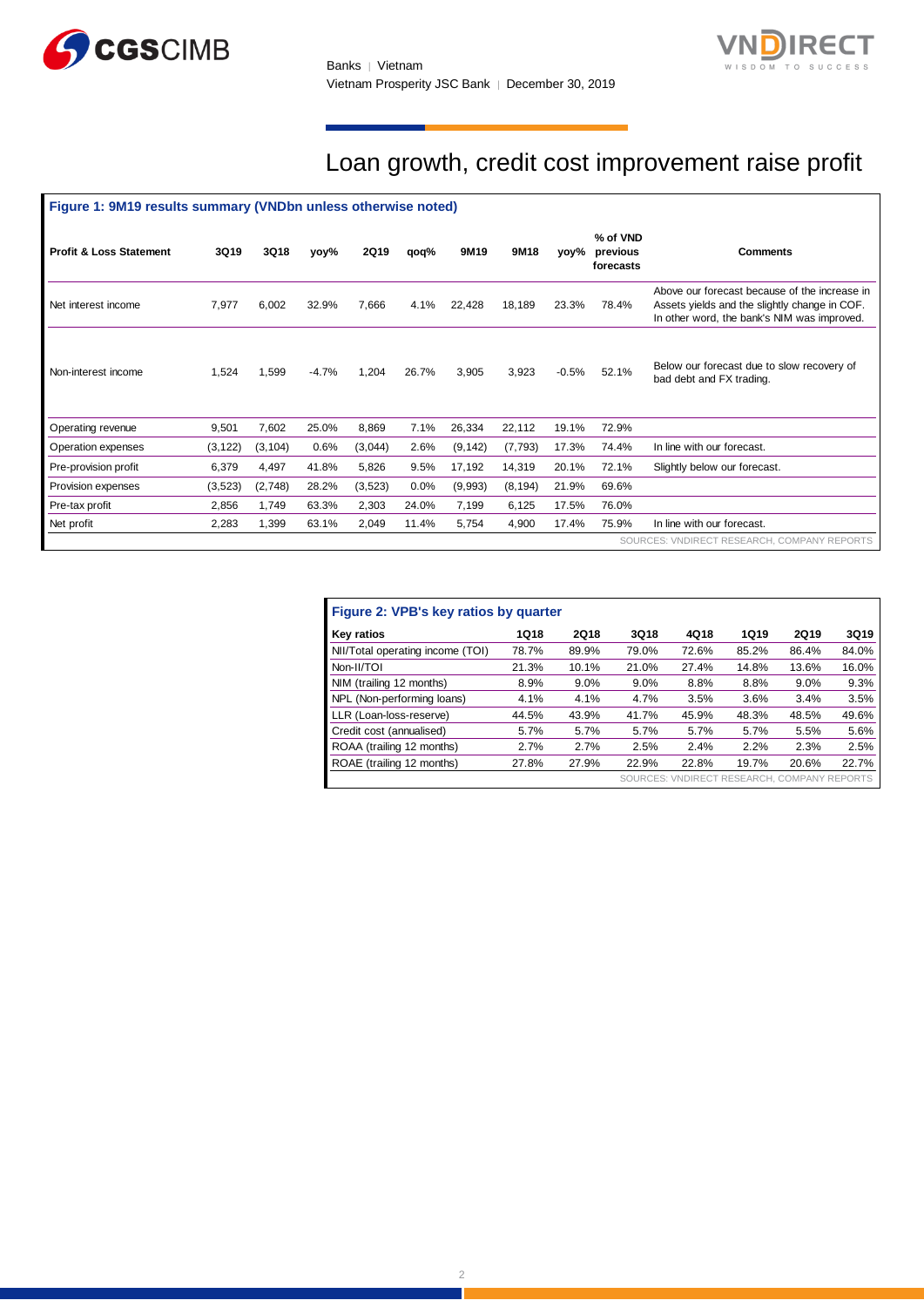# Loan growth, credit cost improvement raise profit

**Figure 1: 9M19 results summary (VNDbn unless otherwise noted)**

| Profit & Loss Statement | 3Q19 | 3Q18 | yoy% | 2Q19 | qoq% | 9M19 | 9M18 | yoy% | % of VND previous forecasts | Comments |
|---|---|---|---|---|---|---|---|---|---|---|
| Net interest income | 7,977 | 6,002 | 32.9% | 7,666 | 4.1% | 22,428 | 18,189 | 23.3% | 78.4% | Above our forecast because of the increase in Assets yields and the slightly change in COF. In other word, the bank's NIM was improved. |
| Non-interest income | 1,524 | 1,599 | -4.7% | 1,204 | 26.7% | 3,905 | 3,923 | -0.5% | 52.1% | Below our forecast due to slow recovery of bad debt and FX trading. |
| Operating revenue | 9,501 | 7,602 | 25.0% | 8,869 | 7.1% | 26,334 | 22,112 | 19.1% | 72.9% | |
| Operation expenses | (3,122) | (3,104) | 0.6% | (3,044) | 2.6% | (9,142) | (7,793) | 17.3% | 74.4% | In line with our forecast. |
| Pre-provision profit | 6,379 | 4,497 | 41.8% | 5,826 | 9.5% | 17,192 | 14,319 | 20.1% | 72.1% | Slightly below our forecast. |
| Provision expenses | (3,523) | (2,748) | 28.2% | (3,523) | 0.0% | (9,993) | (8,194) | 21.9% | 69.6% | |
| Pre-tax profit | 2,856 | 1,749 | 63.3% | 2,303 | 24.0% | 7,199 | 6,125 | 17.5% | 76.0% | |
| Net profit | 2,283 | 1,399 | 63.1% | 2,049 | 11.4% | 5,754 | 4,900 | 17.4% | 75.9% | In line with our forecast. |

SOURCES: VNDIRECT RESEARCH, COMPANY REPORTS

**Figure 2: VPB's key ratios by quarter**

| Key ratios | 1Q18 | 2Q18 | 3Q18 | 4Q18 | 1Q19 | 2Q19 | 3Q19 |
|---|---|---|---|---|---|---|---|
| NII/Total operating income (TOI) | 78.7% | 89.9% | 79.0% | 72.6% | 85.2% | 86.4% | 84.0% |
| Non-II/TOI | 21.3% | 10.1% | 21.0% | 27.4% | 14.8% | 13.6% | 16.0% |
| NIM (trailing 12 months) | 8.9% | 9.0% | 9.0% | 8.8% | 8.8% | 9.0% | 9.3% |
| NPL (Non-performing loans) | 4.1% | 4.1% | 4.7% | 3.5% | 3.6% | 3.4% | 3.5% |
| LLR (Loan-loss-reserve) | 44.5% | 43.9% | 41.7% | 45.9% | 48.3% | 48.5% | 49.6% |
| Credit cost (annualised) | 5.7% | 5.7% | 5.7% | 5.7% | 5.7% | 5.5% | 5.6% |
| ROAA (trailing 12 months) | 2.7% | 2.7% | 2.5% | 2.4% | 2.2% | 2.3% | 2.5% |
| ROAE (trailing 12 months) | 27.8% | 27.9% | 22.9% | 22.8% | 19.7% | 20.6% | 22.7% |

SOURCES: VNDIRECT RESEARCH, COMPANY REPORTS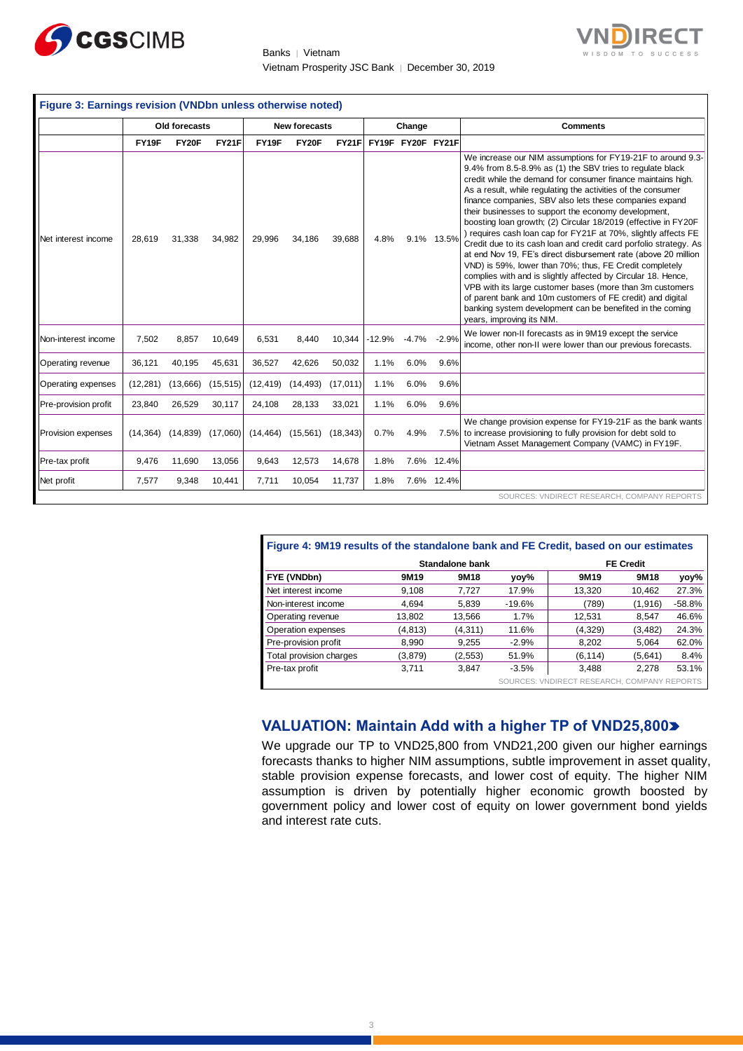**Figure 3: Earnings revision (VNDbn unless otherwise noted)**

| | Old forecasts | | | New forecasts | | | Change | | | Comments |
|---|---|---|---|---|---|---|---|---|---|---|
| | FY19F | FY20F | FY21F | FY19F | FY20F | FY21F | FY19F | FY20F | FY21F | |
| Net interest income | 28,619 | 31,338 | 34,982 | 29,996 | 34,186 | 39,688 | 4.8% | 9.1% | 13.5% | We increase our NIM assumptions for FY19-21F to around 9.3-9.4% from 8.5-8.9% as (1) the SBV tries to regulate black credit while the demand for consumer finance maintains high. As a result, while regulating the activities of the consumer finance companies, SBV also lets these companies expand their businesses to support the economy development, boosting loan growth; (2) Circular 18/2019 (effective in FY20F ) requires cash loan cap for FY21F at 70%, slightly affects FE Credit due to its cash loan and credit card porfolio strategy. As at end Nov 19, FE's direct disbursement rate (above 20 million VND) is 59%, lower than 70%; thus, FE Credit completely complies with and is slightly affected by Circular 18. Hence, VPB with its large customer bases (more than 3m customers of parent bank and 10m customers of FE credit) and digital banking system development can be benefited in the coming years, improving its NIM. |
| Non-interest income | 7,502 | 8,857 | 10,649 | 6,531 | 8,440 | 10,344 | -12.9% | -4.7% | -2.9% | We lower non-II forecasts as in 9M19 except the service income, other non-II were lower than our previous forecasts. |
| Operating revenue | 36,121 | 40,195 | 45,631 | 36,527 | 42,626 | 50,032 | 1.1% | 6.0% | 9.6% | |
| Operating expenses | (12,281) | (13,666) | (15,515) | (12,419) | (14,493) | (17,011) | 1.1% | 6.0% | 9.6% | |
| Pre-provision profit | 23,840 | 26,529 | 30,117 | 24,108 | 28,133 | 33,021 | 1.1% | 6.0% | 9.6% | |
| Provision expenses | (14,364) | (14,839) | (17,060) | (14,464) | (15,561) | (18,343) | 0.7% | 4.9% | 7.5% | We change provision expense for FY19-21F as the bank wants to increase provisioning to fully provision for debt sold to Vietnam Asset Management Company (VAMC) in FY19F. |
| Pre-tax profit | 9,476 | 11,690 | 13,056 | 9,643 | 12,573 | 14,678 | 1.8% | 7.6% | 12.4% | |
| Net profit | 7,577 | 9,348 | 10,441 | 7,711 | 10,054 | 11,737 | 1.8% | 7.6% | 12.4% | |

SOURCES: VNDIRECT RESEARCH, COMPANY REPORTS

**Figure 4: 9M19 results of the standalone bank and FE Credit, based on our estimates**

| | Standalone bank | | | FE Credit | | |
|---|---|---|---|---|---|---|
| FYE (VNDbn) | 9M19 | 9M18 | yoy% | 9M19 | 9M18 | yoy% |
| Net interest income | 9,108 | 7,727 | 17.9% | 13,320 | 10,462 | 27.3% |
| Non-interest income | 4,694 | 5,839 | -19.6% | (789) | (1,916) | -58.8% |
| Operating revenue | 13,802 | 13,566 | 1.7% | 12,531 | 8,547 | 46.6% |
| Operation expenses | (4,813) | (4,311) | 11.6% | (4,329) | (3,482) | 24.3% |
| Pre-provision profit | 8,990 | 9,255 | -2.9% | 8,202 | 5,064 | 62.0% |
| Total provision charges | (3,879) | (2,553) | 51.9% | (6,114) | (5,641) | 8.4% |
| Pre-tax profit | 3,711 | 3,847 | -3.5% | 3,488 | 2,278 | 53.1% |

SOURCES: VNDIRECT RESEARCH, COMPANY REPORTS

## VALUATION: Maintain Add with a higher TP of VND25,800

We upgrade our TP to VND25,800 from VND21,200 given our higher earnings forecasts thanks to higher NIM assumptions, subtle improvement in asset quality, stable provision expense forecasts, and lower cost of equity. The higher NIM assumption is driven by potentially higher economic growth boosted by government policy and lower cost of equity on lower government bond yields and interest rate cuts.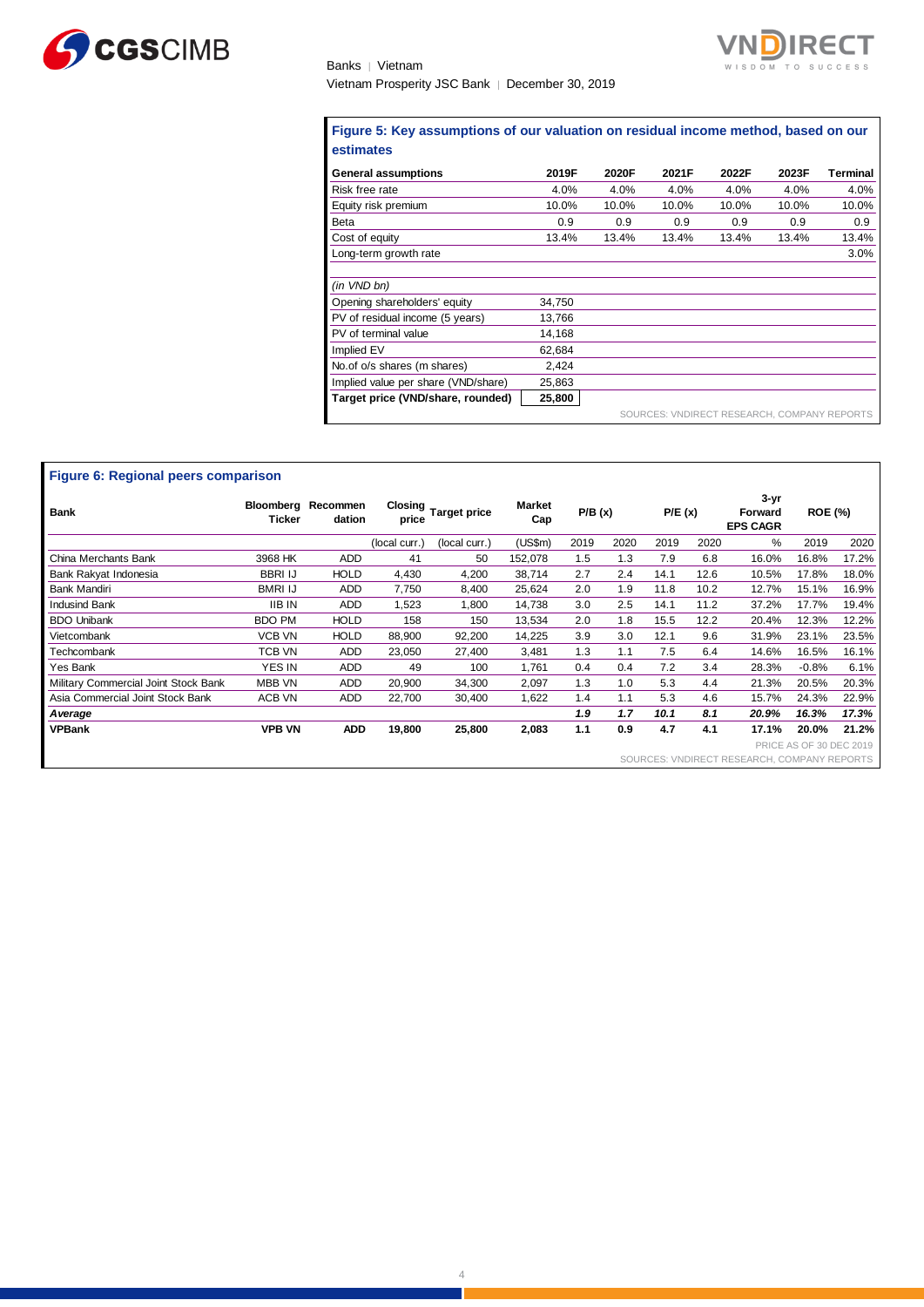### Figure 5: Key assumptions of our valuation on residual income method, based on our estimates

| General assumptions | 2019F | 2020F | 2021F | 2022F | 2023F | Terminal |
|---|---|---|---|---|---|---|
| Risk free rate | 4.0% | 4.0% | 4.0% | 4.0% | 4.0% | 4.0% |
| Equity risk premium | 10.0% | 10.0% | 10.0% | 10.0% | 10.0% | 10.0% |
| Beta | 0.9 | 0.9 | 0.9 | 0.9 | 0.9 | 0.9 |
| Cost of equity | 13.4% | 13.4% | 13.4% | 13.4% | 13.4% | 13.4% |
| Long-term growth rate | | | | | | 3.0% |
| | | | | | | |
| *(in VND bn)* | | | | | | |
| Opening shareholders' equity | 34,750 | | | | | |
| PV of residual income (5 years) | 13,766 | | | | | |
| PV of terminal value | 14,168 | | | | | |
| Implied EV | 62,684 | | | | | |
| No.of o/s shares (m shares) | 2,424 | | | | | |
| Implied value per share (VND/share) | 25,863 | | | | | |
| **Target price (VND/share, rounded)** | **25,800** | | | | | |

SOURCES: VNDIRECT RESEARCH, COMPANY REPORTS

### Figure 6: Regional peers comparison

| Bank | Bloomberg Ticker | Recommendation | Closing price | Target price | Market Cap | P/B (x) | | P/E (x) | | 3-yr Forward EPS CAGR | ROE (%) | |
|---|---|---|---|---|---|---|---|---|---|---|---|---|
| | | | (local curr.) | (local curr.) | (US$m) | 2019 | 2020 | 2019 | 2020 | % | 2019 | 2020 |
| China Merchants Bank | 3968 HK | ADD | 41 | 50 | 152,078 | 1.5 | 1.3 | 7.9 | 6.8 | 16.0% | 16.8% | 17.2% |
| Bank Rakyat Indonesia | BBRI IJ | HOLD | 4,430 | 4,200 | 38,714 | 2.7 | 2.4 | 14.1 | 12.6 | 10.5% | 17.8% | 18.0% |
| Bank Mandiri | BMRI IJ | ADD | 7,750 | 8,400 | 25,624 | 2.0 | 1.9 | 11.8 | 10.2 | 12.7% | 15.1% | 16.9% |
| Indusind Bank | IIB IN | ADD | 1,523 | 1,800 | 14,738 | 3.0 | 2.5 | 14.1 | 11.2 | 37.2% | 17.7% | 19.4% |
| BDO Unibank | BDO PM | HOLD | 158 | 150 | 13,534 | 2.0 | 1.8 | 15.5 | 12.2 | 20.4% | 12.3% | 12.2% |
| Vietcombank | VCB VN | HOLD | 88,900 | 92,200 | 14,225 | 3.9 | 3.0 | 12.1 | 9.6 | 31.9% | 23.1% | 23.5% |
| Techcombank | TCB VN | ADD | 23,050 | 27,400 | 3,481 | 1.3 | 1.1 | 7.5 | 6.4 | 14.6% | 16.5% | 16.1% |
| Yes Bank | YES IN | ADD | 49 | 100 | 1,761 | 0.4 | 0.4 | 7.2 | 3.4 | 28.3% | -0.8% | 6.1% |
| Military Commercial Joint Stock Bank | MBB VN | ADD | 20,900 | 34,300 | 2,097 | 1.3 | 1.0 | 5.3 | 4.4 | 21.3% | 20.5% | 20.3% |
| Asia Commercial Joint Stock Bank | ACB VN | ADD | 22,700 | 30,400 | 1,622 | 1.4 | 1.1 | 5.3 | 4.6 | 15.7% | 24.3% | 22.9% |
| ***Average*** | | | | | | ***1.9*** | ***1.7*** | ***10.1*** | ***8.1*** | ***20.9%*** | ***16.3%*** | ***17.3%*** |
| **VPBank** | **VPB VN** | **ADD** | **19,800** | **25,800** | **2,083** | **1.1** | **0.9** | **4.7** | **4.1** | **17.1%** | **20.0%** | **21.2%** |

PRICE AS OF 30 DEC 2019

SOURCES: VNDIRECT RESEARCH, COMPANY REPORTS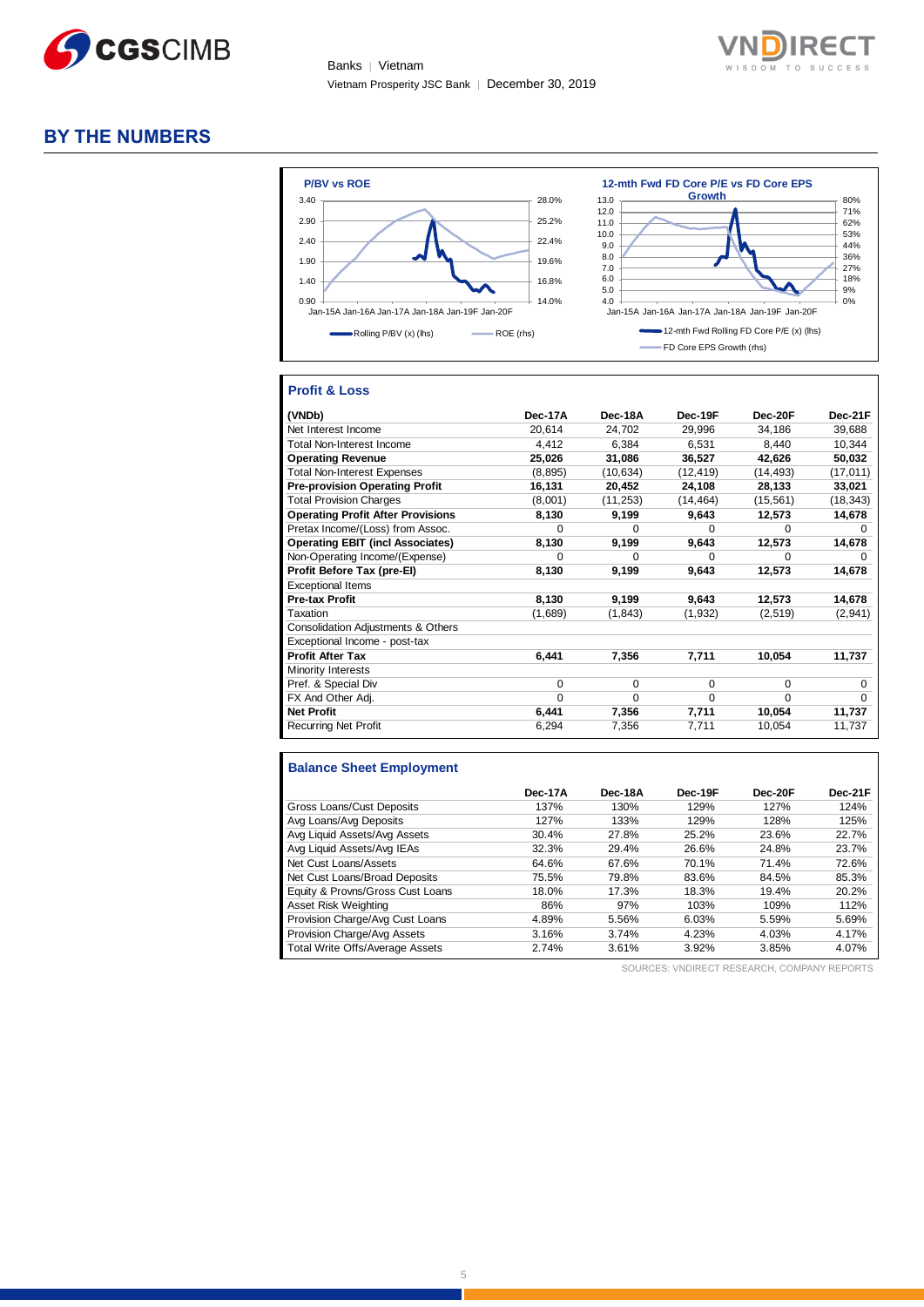## BY THE NUMBERS

**P/BV vs ROE**

Rolling P/BV (x) (lhs) — ROE (rhs)

**12-mth Fwd FD Core P/E vs FD Core EPS Growth**

12-mth Fwd Rolling FD Core P/E (x) (lhs) — FD Core EPS Growth (rhs)

### Profit & Loss

| (VNDb) | Dec-17A | Dec-18A | Dec-19F | Dec-20F | Dec-21F |
|---|---|---|---|---|---|
| Net Interest Income | 20,614 | 24,702 | 29,996 | 34,186 | 39,688 |
| Total Non-Interest Income | 4,412 | 6,384 | 6,531 | 8,440 | 10,344 |
| **Operating Revenue** | **25,026** | **31,086** | **36,527** | **42,626** | **50,032** |
| Total Non-Interest Expenses | (8,895) | (10,634) | (12,419) | (14,493) | (17,011) |
| **Pre-provision Operating Profit** | **16,131** | **20,452** | **24,108** | **28,133** | **33,021** |
| Total Provision Charges | (8,001) | (11,253) | (14,464) | (15,561) | (18,343) |
| **Operating Profit After Provisions** | **8,130** | **9,199** | **9,643** | **12,573** | **14,678** |
| Pretax Income/(Loss) from Assoc. | 0 | 0 | 0 | 0 | 0 |
| **Operating EBIT (incl Associates)** | **8,130** | **9,199** | **9,643** | **12,573** | **14,678** |
| Non-Operating Income/(Expense) | 0 | 0 | 0 | 0 | 0 |
| **Profit Before Tax (pre-EI)** | **8,130** | **9,199** | **9,643** | **12,573** | **14,678** |
| Exceptional Items | | | | | |
| **Pre-tax Profit** | **8,130** | **9,199** | **9,643** | **12,573** | **14,678** |
| Taxation | (1,689) | (1,843) | (1,932) | (2,519) | (2,941) |
| Consolidation Adjustments & Others | | | | | |
| Exceptional Income - post-tax | | | | | |
| **Profit After Tax** | **6,441** | **7,356** | **7,711** | **10,054** | **11,737** |
| Minority Interests | | | | | |
| Pref. & Special Div | 0 | 0 | 0 | 0 | 0 |
| FX And Other Adj. | 0 | 0 | 0 | 0 | 0 |
| **Net Profit** | **6,441** | **7,356** | **7,711** | **10,054** | **11,737** |
| Recurring Net Profit | 6,294 | 7,356 | 7,711 | 10,054 | 11,737 |

### Balance Sheet Employment

| | Dec-17A | Dec-18A | Dec-19F | Dec-20F | Dec-21F |
|---|---|---|---|---|---|
| Gross Loans/Cust Deposits | 137% | 130% | 129% | 127% | 124% |
| Avg Loans/Avg Deposits | 127% | 133% | 129% | 128% | 125% |
| Avg Liquid Assets/Avg Assets | 30.4% | 27.8% | 25.2% | 23.6% | 22.7% |
| Avg Liquid Assets/Avg IEAs | 32.3% | 29.4% | 26.6% | 24.8% | 23.7% |
| Net Cust Loans/Assets | 64.6% | 67.6% | 70.1% | 71.4% | 72.6% |
| Net Cust Loans/Broad Deposits | 75.5% | 79.8% | 83.6% | 84.5% | 85.3% |
| Equity & Provns/Gross Cust Loans | 18.0% | 17.3% | 18.3% | 19.4% | 20.2% |
| Asset Risk Weighting | 86% | 97% | 103% | 109% | 112% |
| Provision Charge/Avg Cust Loans | 4.89% | 5.56% | 6.03% | 5.59% | 5.69% |
| Provision Charge/Avg Assets | 3.16% | 3.74% | 4.23% | 4.03% | 4.17% |
| Total Write Offs/Average Assets | 2.74% | 3.61% | 3.92% | 3.85% | 4.07% |

SOURCES: VNDIRECT RESEARCH, COMPANY REPORTS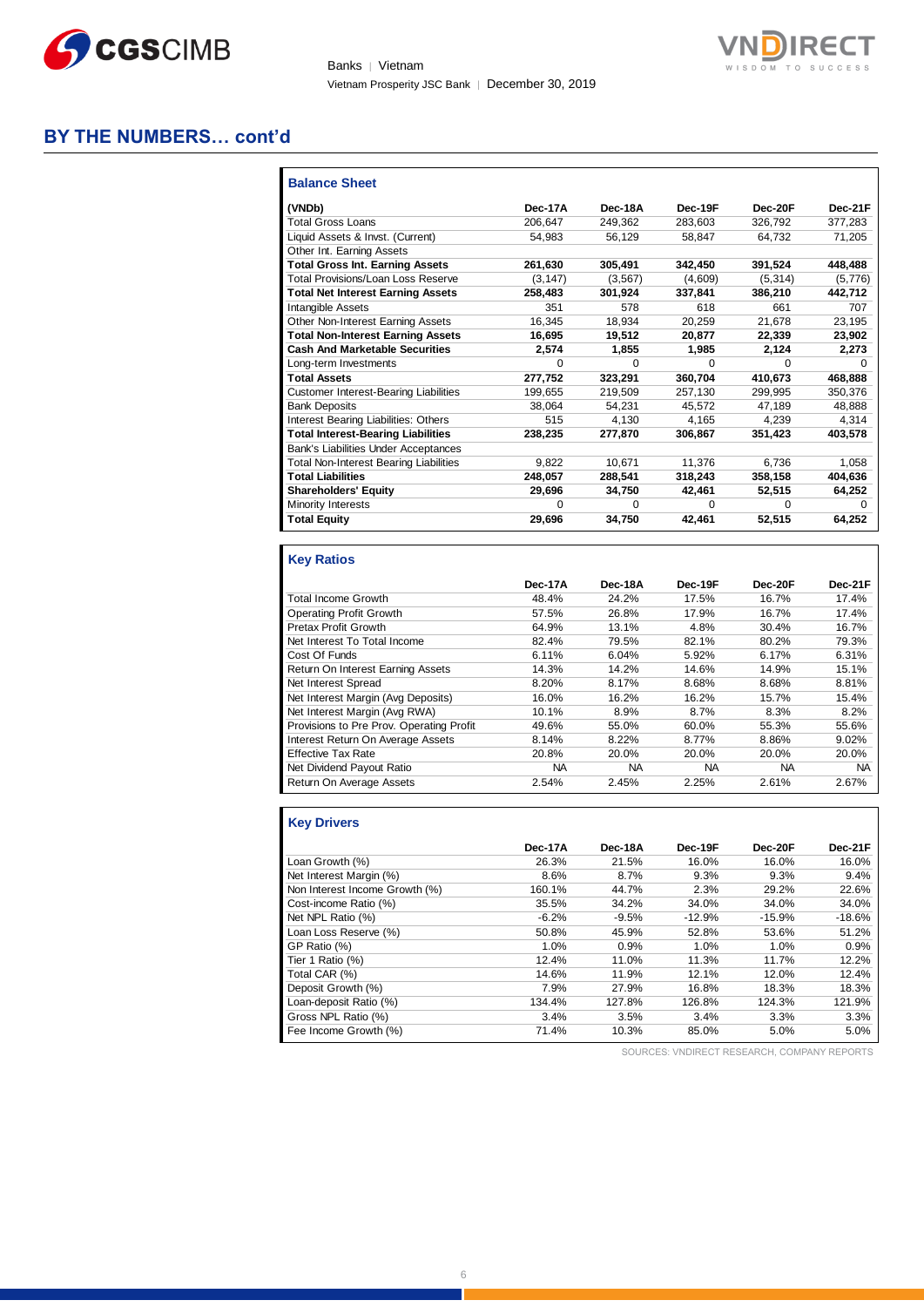## BY THE NUMBERS… cont'd

### Balance Sheet

| (VNDb) | Dec-17A | Dec-18A | Dec-19F | Dec-20F | Dec-21F |
|---|---|---|---|---|---|
| Total Gross Loans | 206,647 | 249,362 | 283,603 | 326,792 | 377,283 |
| Liquid Assets & Invst. (Current) | 54,983 | 56,129 | 58,847 | 64,732 | 71,205 |
| Other Int. Earning Assets | | | | | |
| **Total Gross Int. Earning Assets** | **261,630** | **305,491** | **342,450** | **391,524** | **448,488** |
| Total Provisions/Loan Loss Reserve | (3,147) | (3,567) | (4,609) | (5,314) | (5,776) |
| **Total Net Interest Earning Assets** | **258,483** | **301,924** | **337,841** | **386,210** | **442,712** |
| Intangible Assets | 351 | 578 | 618 | 661 | 707 |
| Other Non-Interest Earning Assets | 16,345 | 18,934 | 20,259 | 21,678 | 23,195 |
| **Total Non-Interest Earning Assets** | **16,695** | **19,512** | **20,877** | **22,339** | **23,902** |
| **Cash And Marketable Securities** | **2,574** | **1,855** | **1,985** | **2,124** | **2,273** |
| Long-term Investments | 0 | 0 | 0 | 0 | 0 |
| **Total Assets** | **277,752** | **323,291** | **360,704** | **410,673** | **468,888** |
| Customer Interest-Bearing Liabilities | 199,655 | 219,509 | 257,130 | 299,995 | 350,376 |
| Bank Deposits | 38,064 | 54,231 | 45,572 | 47,189 | 48,888 |
| Interest Bearing Liabilities: Others | 515 | 4,130 | 4,165 | 4,239 | 4,314 |
| **Total Interest-Bearing Liabilities** | **238,235** | **277,870** | **306,867** | **351,423** | **403,578** |
| Bank's Liabilities Under Acceptances | | | | | |
| Total Non-Interest Bearing Liabilities | 9,822 | 10,671 | 11,376 | 6,736 | 1,058 |
| **Total Liabilities** | **248,057** | **288,541** | **318,243** | **358,158** | **404,636** |
| **Shareholders' Equity** | **29,696** | **34,750** | **42,461** | **52,515** | **64,252** |
| Minority Interests | 0 | 0 | 0 | 0 | 0 |
| **Total Equity** | **29,696** | **34,750** | **42,461** | **52,515** | **64,252** |

### Key Ratios

| | Dec-17A | Dec-18A | Dec-19F | Dec-20F | Dec-21F |
|---|---|---|---|---|---|
| Total Income Growth | 48.4% | 24.2% | 17.5% | 16.7% | 17.4% |
| Operating Profit Growth | 57.5% | 26.8% | 17.9% | 16.7% | 17.4% |
| Pretax Profit Growth | 64.9% | 13.1% | 4.8% | 30.4% | 16.7% |
| Net Interest To Total Income | 82.4% | 79.5% | 82.1% | 80.2% | 79.3% |
| Cost Of Funds | 6.11% | 6.04% | 5.92% | 6.17% | 6.31% |
| Return On Interest Earning Assets | 14.3% | 14.2% | 14.6% | 14.9% | 15.1% |
| Net Interest Spread | 8.20% | 8.17% | 8.68% | 8.68% | 8.81% |
| Net Interest Margin (Avg Deposits) | 16.0% | 16.2% | 16.2% | 15.7% | 15.4% |
| Net Interest Margin (Avg RWA) | 10.1% | 8.9% | 8.7% | 8.3% | 8.2% |
| Provisions to Pre Prov. Operating Profit | 49.6% | 55.0% | 60.0% | 55.3% | 55.6% |
| Interest Return On Average Assets | 8.14% | 8.22% | 8.77% | 8.86% | 9.02% |
| Effective Tax Rate | 20.8% | 20.0% | 20.0% | 20.0% | 20.0% |
| Net Dividend Payout Ratio | NA | NA | NA | NA | NA |
| Return On Average Assets | 2.54% | 2.45% | 2.25% | 2.61% | 2.67% |

### Key Drivers

| | Dec-17A | Dec-18A | Dec-19F | Dec-20F | Dec-21F |
|---|---|---|---|---|---|
| Loan Growth (%) | 26.3% | 21.5% | 16.0% | 16.0% | 16.0% |
| Net Interest Margin (%) | 8.6% | 8.7% | 9.3% | 9.3% | 9.4% |
| Non Interest Income Growth (%) | 160.1% | 44.7% | 2.3% | 29.2% | 22.6% |
| Cost-income Ratio (%) | 35.5% | 34.2% | 34.0% | 34.0% | 34.0% |
| Net NPL Ratio (%) | -6.2% | -9.5% | -12.9% | -15.9% | -18.6% |
| Loan Loss Reserve (%) | 50.8% | 45.9% | 52.8% | 53.6% | 51.2% |
| GP Ratio (%) | 1.0% | 0.9% | 1.0% | 1.0% | 0.9% |
| Tier 1 Ratio (%) | 12.4% | 11.0% | 11.3% | 11.7% | 12.2% |
| Total CAR (%) | 14.6% | 11.9% | 12.1% | 12.0% | 12.4% |
| Deposit Growth (%) | 7.9% | 27.9% | 16.8% | 18.3% | 18.3% |
| Loan-deposit Ratio (%) | 134.4% | 127.8% | 126.8% | 124.3% | 121.9% |
| Gross NPL Ratio (%) | 3.4% | 3.5% | 3.4% | 3.3% | 3.3% |
| Fee Income Growth (%) | 71.4% | 10.3% | 85.0% | 5.0% | 5.0% |

SOURCES: VNDIRECT RESEARCH, COMPANY REPORTS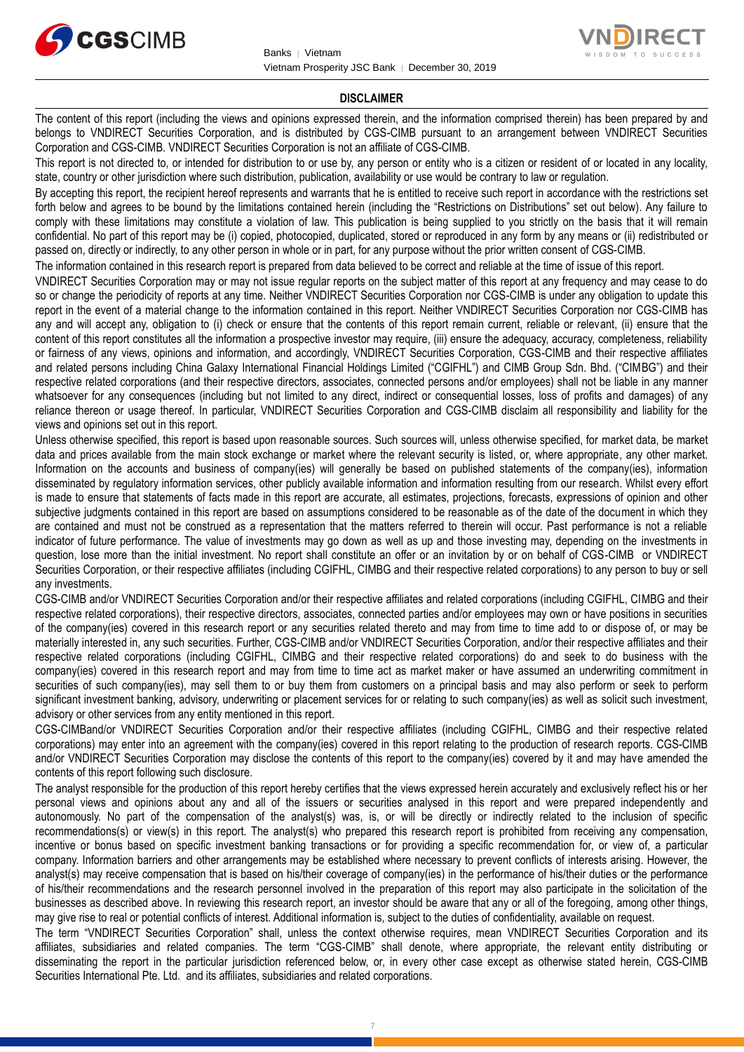## DISCLAIMER

The content of this report (including the views and opinions expressed therein, and the information comprised therein) has been prepared by and belongs to VNDIRECT Securities Corporation, and is distributed by CGS-CIMB pursuant to an arrangement between VNDIRECT Securities Corporation and CGS-CIMB. VNDIRECT Securities Corporation is not an affiliate of CGS-CIMB.

This report is not directed to, or intended for distribution to or use by, any person or entity who is a citizen or resident of or located in any locality, state, country or other jurisdiction where such distribution, publication, availability or use would be contrary to law or regulation.

By accepting this report, the recipient hereof represents and warrants that he is entitled to receive such report in accordance with the restrictions set forth below and agrees to be bound by the limitations contained herein (including the "Restrictions on Distributions" set out below). Any failure to comply with these limitations may constitute a violation of law. This publication is being supplied to you strictly on the basis that it will remain confidential. No part of this report may be (i) copied, photocopied, duplicated, stored or reproduced in any form by any means or (ii) redistributed or passed on, directly or indirectly, to any other person in whole or in part, for any purpose without the prior written consent of CGS-CIMB.

The information contained in this research report is prepared from data believed to be correct and reliable at the time of issue of this report.

VNDIRECT Securities Corporation may or may not issue regular reports on the subject matter of this report at any frequency and may cease to do so or change the periodicity of reports at any time. Neither VNDIRECT Securities Corporation nor CGS-CIMB is under any obligation to update this report in the event of a material change to the information contained in this report. Neither VNDIRECT Securities Corporation nor CGS-CIMB has any and will accept any, obligation to (i) check or ensure that the contents of this report remain current, reliable or relevant, (ii) ensure that the content of this report constitutes all the information a prospective investor may require, (iii) ensure the adequacy, accuracy, completeness, reliability or fairness of any views, opinions and information, and accordingly, VNDIRECT Securities Corporation, CGS-CIMB and their respective affiliates and related persons including China Galaxy International Financial Holdings Limited ("CGIFHL") and CIMB Group Sdn. Bhd. ("CIMBG") and their respective related corporations (and their respective directors, associates, connected persons and/or employees) shall not be liable in any manner whatsoever for any consequences (including but not limited to any direct, indirect or consequential losses, loss of profits and damages) of any reliance thereon or usage thereof. In particular, VNDIRECT Securities Corporation and CGS-CIMB disclaim all responsibility and liability for the views and opinions set out in this report.

Unless otherwise specified, this report is based upon reasonable sources. Such sources will, unless otherwise specified, for market data, be market data and prices available from the main stock exchange or market where the relevant security is listed, or, where appropriate, any other market. Information on the accounts and business of company(ies) will generally be based on published statements of the company(ies), information disseminated by regulatory information services, other publicly available information and information resulting from our research. Whilst every effort is made to ensure that statements of facts made in this report are accurate, all estimates, projections, forecasts, expressions of opinion and other subjective judgments contained in this report are based on assumptions considered to be reasonable as of the date of the document in which they are contained and must not be construed as a representation that the matters referred to therein will occur. Past performance is not a reliable indicator of future performance. The value of investments may go down as well as up and those investing may, depending on the investments in question, lose more than the initial investment. No report shall constitute an offer or an invitation by or on behalf of CGS-CIMB or VNDIRECT Securities Corporation, or their respective affiliates (including CGIFHL, CIMBG and their respective related corporations) to any person to buy or sell any investments.

CGS-CIMB and/or VNDIRECT Securities Corporation and/or their respective affiliates and related corporations (including CGIFHL, CIMBG and their respective related corporations), their respective directors, associates, connected parties and/or employees may own or have positions in securities of the company(ies) covered in this research report or any securities related thereto and may from time to time add to or dispose of, or may be materially interested in, any such securities. Further, CGS-CIMB and/or VNDIRECT Securities Corporation, and/or their respective affiliates and their respective related corporations (including CGIFHL, CIMBG and their respective related corporations) do and seek to do business with the company(ies) covered in this research report and may from time to time act as market maker or have assumed an underwriting commitment in securities of such company(ies), may sell them to or buy them from customers on a principal basis and may also perform or seek to perform significant investment banking, advisory, underwriting or placement services for or relating to such company(ies) as well as solicit such investment, advisory or other services from any entity mentioned in this report.

CGS-CIMBand/or VNDIRECT Securities Corporation and/or their respective affiliates (including CGIFHL, CIMBG and their respective related corporations) may enter into an agreement with the company(ies) covered in this report relating to the production of research reports. CGS-CIMB and/or VNDIRECT Securities Corporation may disclose the contents of this report to the company(ies) covered by it and may have amended the contents of this report following such disclosure.

The analyst responsible for the production of this report hereby certifies that the views expressed herein accurately and exclusively reflect his or her personal views and opinions about any and all of the issuers or securities analysed in this report and were prepared independently and autonomously. No part of the compensation of the analyst(s) was, is, or will be directly or indirectly related to the inclusion of specific recommendations(s) or view(s) in this report. The analyst(s) who prepared this research report is prohibited from receiving any compensation, incentive or bonus based on specific investment banking transactions or for providing a specific recommendation for, or view of, a particular company. Information barriers and other arrangements may be established where necessary to prevent conflicts of interests arising. However, the analyst(s) may receive compensation that is based on his/their coverage of company(ies) in the performance of his/their duties or the performance of his/their recommendations and the research personnel involved in the preparation of this report may also participate in the solicitation of the businesses as described above. In reviewing this research report, an investor should be aware that any or all of the foregoing, among other things, may give rise to real or potential conflicts of interest. Additional information is, subject to the duties of confidentiality, available on request.

The term "VNDIRECT Securities Corporation" shall, unless the context otherwise requires, mean VNDIRECT Securities Corporation and its affiliates, subsidiaries and related companies. The term "CGS-CIMB" shall denote, where appropriate, the relevant entity distributing or disseminating the report in the particular jurisdiction referenced below, or, in every other case except as otherwise stated herein, CGS-CIMB Securities International Pte. Ltd. and its affiliates, subsidiaries and related corporations.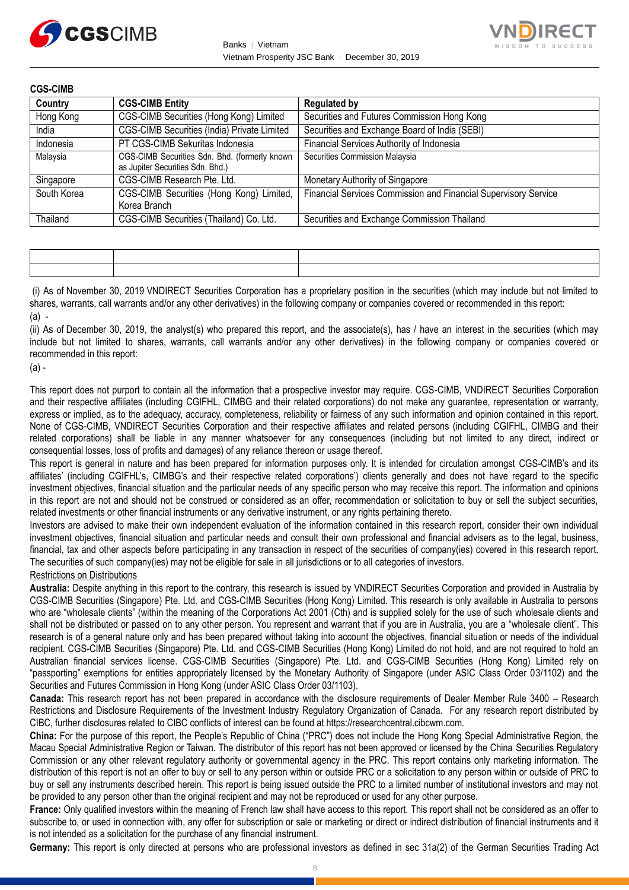**CGS-CIMB**

| Country | CGS-CIMB Entity | Regulated by |
|---|---|---|
| Hong Kong | CGS-CIMB Securities (Hong Kong) Limited | Securities and Futures Commission Hong Kong |
| India | CGS-CIMB Securities (India) Private Limited | Securities and Exchange Board of India (SEBI) |
| Indonesia | PT CGS-CIMB Sekuritas Indonesia | Financial Services Authority of Indonesia |
| Malaysia | CGS-CIMB Securities Sdn. Bhd. (formerly known as Jupiter Securities Sdn. Bhd.) | Securities Commission Malaysia |
| Singapore | CGS-CIMB Research Pte. Ltd. | Monetary Authority of Singapore |
| South Korea | CGS-CIMB Securities (Hong Kong) Limited, Korea Branch | Financial Services Commission and Financial Supervisory Service |
| Thailand | CGS-CIMB Securities (Thailand) Co. Ltd. | Securities and Exchange Commission Thailand |

| | | |
|---|---|---|
| | | |
| | | |

(i) As of November 30, 2019 VNDIRECT Securities Corporation has a proprietary position in the securities (which may include but not limited to shares, warrants, call warrants and/or any other derivatives) in the following company or companies covered or recommended in this report:

(a) -

(ii) As of December 30, 2019, the analyst(s) who prepared this report, and the associate(s), has / have an interest in the securities (which may include but not limited to shares, warrants, call warrants and/or any other derivatives) in the following company or companies covered or recommended in this report:

(a) -

This report does not purport to contain all the information that a prospective investor may require. CGS-CIMB, VNDIRECT Securities Corporation and their respective affiliates (including CGIFHL, CIMBG and their related corporations) do not make any guarantee, representation or warranty, express or implied, as to the adequacy, accuracy, completeness, reliability or fairness of any such information and opinion contained in this report. None of CGS-CIMB, VNDIRECT Securities Corporation and their respective affiliates and related persons (including CGIFHL, CIMBG and their related corporations) shall be liable in any manner whatsoever for any consequences (including but not limited to any direct, indirect or consequential losses, loss of profits and damages) of any reliance thereon or usage thereof.

This report is general in nature and has been prepared for information purposes only. It is intended for circulation amongst CGS-CIMB's and its affiliates' (including CGIFHL's, CIMBG's and their respective related corporations') clients generally and does not have regard to the specific investment objectives, financial situation and the particular needs of any specific person who may receive this report. The information and opinions in this report are not and should not be construed or considered as an offer, recommendation or solicitation to buy or sell the subject securities, related investments or other financial instruments or any derivative instrument, or any rights pertaining thereto.

Investors are advised to make their own independent evaluation of the information contained in this research report, consider their own individual investment objectives, financial situation and particular needs and consult their own professional and financial advisers as to the legal, business, financial, tax and other aspects before participating in any transaction in respect of the securities of company(ies) covered in this research report. The securities of such company(ies) may not be eligible for sale in all jurisdictions or to all categories of investors.

Restrictions on Distributions

**Australia:** Despite anything in this report to the contrary, this research is issued by VNDIRECT Securities Corporation and provided in Australia by CGS-CIMB Securities (Singapore) Pte. Ltd. and CGS-CIMB Securities (Hong Kong) Limited. This research is only available in Australia to persons who are "wholesale clients" (within the meaning of the Corporations Act 2001 (Cth) and is supplied solely for the use of such wholesale clients and shall not be distributed or passed on to any other person. You represent and warrant that if you are in Australia, you are a "wholesale client". This research is of a general nature only and has been prepared without taking into account the objectives, financial situation or needs of the individual recipient. CGS-CIMB Securities (Singapore) Pte. Ltd. and CGS-CIMB Securities (Hong Kong) Limited do not hold, and are not required to hold an Australian financial services license. CGS-CIMB Securities (Singapore) Pte. Ltd. and CGS-CIMB Securities (Hong Kong) Limited rely on "passporting" exemptions for entities appropriately licensed by the Monetary Authority of Singapore (under ASIC Class Order 03/1102) and the Securities and Futures Commission in Hong Kong (under ASIC Class Order 03/1103).

**Canada:** This research report has not been prepared in accordance with the disclosure requirements of Dealer Member Rule 3400 – Research Restrictions and Disclosure Requirements of the Investment Industry Regulatory Organization of Canada. For any research report distributed by CIBC, further disclosures related to CIBC conflicts of interest can be found at https://researchcentral.cibcwm.com.

**China:** For the purpose of this report, the People's Republic of China ("PRC") does not include the Hong Kong Special Administrative Region, the Macau Special Administrative Region or Taiwan. The distributor of this report has not been approved or licensed by the China Securities Regulatory Commission or any other relevant regulatory authority or governmental agency in the PRC. This report contains only marketing information. The distribution of this report is not an offer to buy or sell to any person within or outside PRC or a solicitation to any person within or outside of PRC to buy or sell any instruments described herein. This report is being issued outside the PRC to a limited number of institutional investors and may not be provided to any person other than the original recipient and may not be reproduced or used for any other purpose.

**France:** Only qualified investors within the meaning of French law shall have access to this report. This report shall not be considered as an offer to subscribe to, or used in connection with, any offer for subscription or sale or marketing or direct or indirect distribution of financial instruments and it is not intended as a solicitation for the purchase of any financial instrument.

**Germany:** This report is only directed at persons who are professional investors as defined in sec 31a(2) of the German Securities Trading Act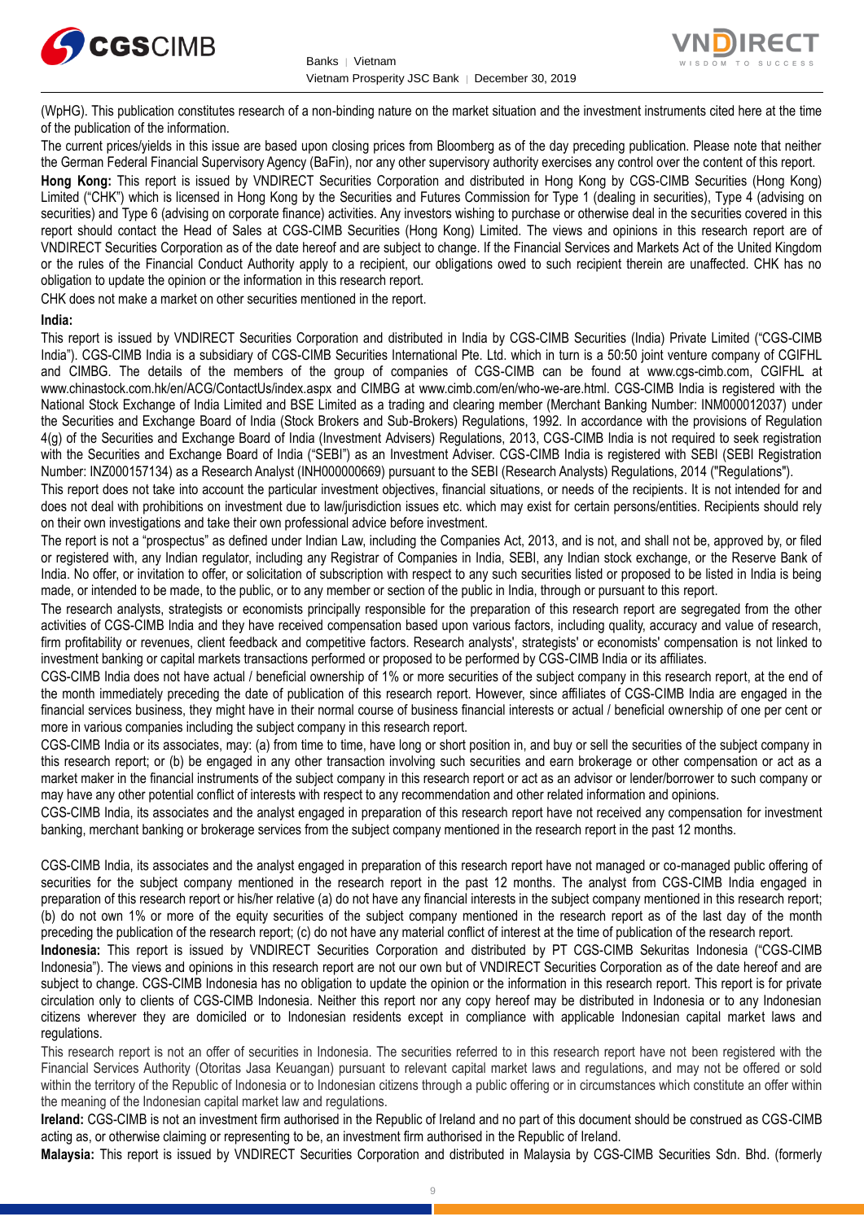(WpHG). This publication constitutes research of a non-binding nature on the market situation and the investment instruments cited here at the time of the publication of the information.

The current prices/yields in this issue are based upon closing prices from Bloomberg as of the day preceding publication. Please note that neither the German Federal Financial Supervisory Agency (BaFin), nor any other supervisory authority exercises any control over the content of this report.

**Hong Kong:** This report is issued by VNDIRECT Securities Corporation and distributed in Hong Kong by CGS-CIMB Securities (Hong Kong) Limited ("CHK") which is licensed in Hong Kong by the Securities and Futures Commission for Type 1 (dealing in securities), Type 4 (advising on securities) and Type 6 (advising on corporate finance) activities. Any investors wishing to purchase or otherwise deal in the securities covered in this report should contact the Head of Sales at CGS-CIMB Securities (Hong Kong) Limited. The views and opinions in this research report are of VNDIRECT Securities Corporation as of the date hereof and are subject to change. If the Financial Services and Markets Act of the United Kingdom or the rules of the Financial Conduct Authority apply to a recipient, our obligations owed to such recipient therein are unaffected. CHK has no obligation to update the opinion or the information in this research report.

CHK does not make a market on other securities mentioned in the report.

**India:**

This report is issued by VNDIRECT Securities Corporation and distributed in India by CGS-CIMB Securities (India) Private Limited ("CGS-CIMB India"). CGS-CIMB India is a subsidiary of CGS-CIMB Securities International Pte. Ltd. which in turn is a 50:50 joint venture company of CGIFHL and CIMBG. The details of the members of the group of companies of CGS-CIMB can be found at www.cgs-cimb.com, CGIFHL at www.chinastock.com.hk/en/ACG/ContactUs/index.aspx and CIMBG at www.cimb.com/en/who-we-are.html. CGS-CIMB India is registered with the National Stock Exchange of India Limited and BSE Limited as a trading and clearing member (Merchant Banking Number: INM000012037) under the Securities and Exchange Board of India (Stock Brokers and Sub-Brokers) Regulations, 1992. In accordance with the provisions of Regulation 4(g) of the Securities and Exchange Board of India (Investment Advisers) Regulations, 2013, CGS-CIMB India is not required to seek registration with the Securities and Exchange Board of India ("SEBI") as an Investment Adviser. CGS-CIMB India is registered with SEBI (SEBI Registration Number: INZ000157134) as a Research Analyst (INH000000669) pursuant to the SEBI (Research Analysts) Regulations, 2014 ("Regulations").

This report does not take into account the particular investment objectives, financial situations, or needs of the recipients. It is not intended for and does not deal with prohibitions on investment due to law/jurisdiction issues etc. which may exist for certain persons/entities. Recipients should rely on their own investigations and take their own professional advice before investment.

The report is not a "prospectus" as defined under Indian Law, including the Companies Act, 2013, and is not, and shall not be, approved by, or filed or registered with, any Indian regulator, including any Registrar of Companies in India, SEBI, any Indian stock exchange, or the Reserve Bank of India. No offer, or invitation to offer, or solicitation of subscription with respect to any such securities listed or proposed to be listed in India is being made, or intended to be made, to the public, or to any member or section of the public in India, through or pursuant to this report.

The research analysts, strategists or economists principally responsible for the preparation of this research report are segregated from the other activities of CGS-CIMB India and they have received compensation based upon various factors, including quality, accuracy and value of research, firm profitability or revenues, client feedback and competitive factors. Research analysts', strategists' or economists' compensation is not linked to investment banking or capital markets transactions performed or proposed to be performed by CGS-CIMB India or its affiliates.

CGS-CIMB India does not have actual / beneficial ownership of 1% or more securities of the subject company in this research report, at the end of the month immediately preceding the date of publication of this research report. However, since affiliates of CGS-CIMB India are engaged in the financial services business, they might have in their normal course of business financial interests or actual / beneficial ownership of one per cent or more in various companies including the subject company in this research report.

CGS-CIMB India or its associates, may: (a) from time to time, have long or short position in, and buy or sell the securities of the subject company in this research report; or (b) be engaged in any other transaction involving such securities and earn brokerage or other compensation or act as a market maker in the financial instruments of the subject company in this research report or act as an advisor or lender/borrower to such company or may have any other potential conflict of interests with respect to any recommendation and other related information and opinions.

CGS-CIMB India, its associates and the analyst engaged in preparation of this research report have not received any compensation for investment banking, merchant banking or brokerage services from the subject company mentioned in the research report in the past 12 months.

CGS-CIMB India, its associates and the analyst engaged in preparation of this research report have not managed or co-managed public offering of securities for the subject company mentioned in the research report in the past 12 months. The analyst from CGS-CIMB India engaged in preparation of this research report or his/her relative (a) do not have any financial interests in the subject company mentioned in this research report; (b) do not own 1% or more of the equity securities of the subject company mentioned in the research report as of the last day of the month preceding the publication of the research report; (c) do not have any material conflict of interest at the time of publication of the research report.

**Indonesia:** This report is issued by VNDIRECT Securities Corporation and distributed by PT CGS-CIMB Sekuritas Indonesia ("CGS-CIMB Indonesia"). The views and opinions in this research report are not our own but of VNDIRECT Securities Corporation as of the date hereof and are subject to change. CGS-CIMB Indonesia has no obligation to update the opinion or the information in this research report. This report is for private circulation only to clients of CGS-CIMB Indonesia. Neither this report nor any copy hereof may be distributed in Indonesia or to any Indonesian citizens wherever they are domiciled or to Indonesian residents except in compliance with applicable Indonesian capital market laws and regulations.

This research report is not an offer of securities in Indonesia. The securities referred to in this research report have not been registered with the Financial Services Authority (Otoritas Jasa Keuangan) pursuant to relevant capital market laws and regulations, and may not be offered or sold within the territory of the Republic of Indonesia or to Indonesian citizens through a public offering or in circumstances which constitute an offer within the meaning of the Indonesian capital market law and regulations.

**Ireland:** CGS-CIMB is not an investment firm authorised in the Republic of Ireland and no part of this document should be construed as CGS-CIMB acting as, or otherwise claiming or representing to be, an investment firm authorised in the Republic of Ireland.

**Malaysia:** This report is issued by VNDIRECT Securities Corporation and distributed in Malaysia by CGS-CIMB Securities Sdn. Bhd. (formerly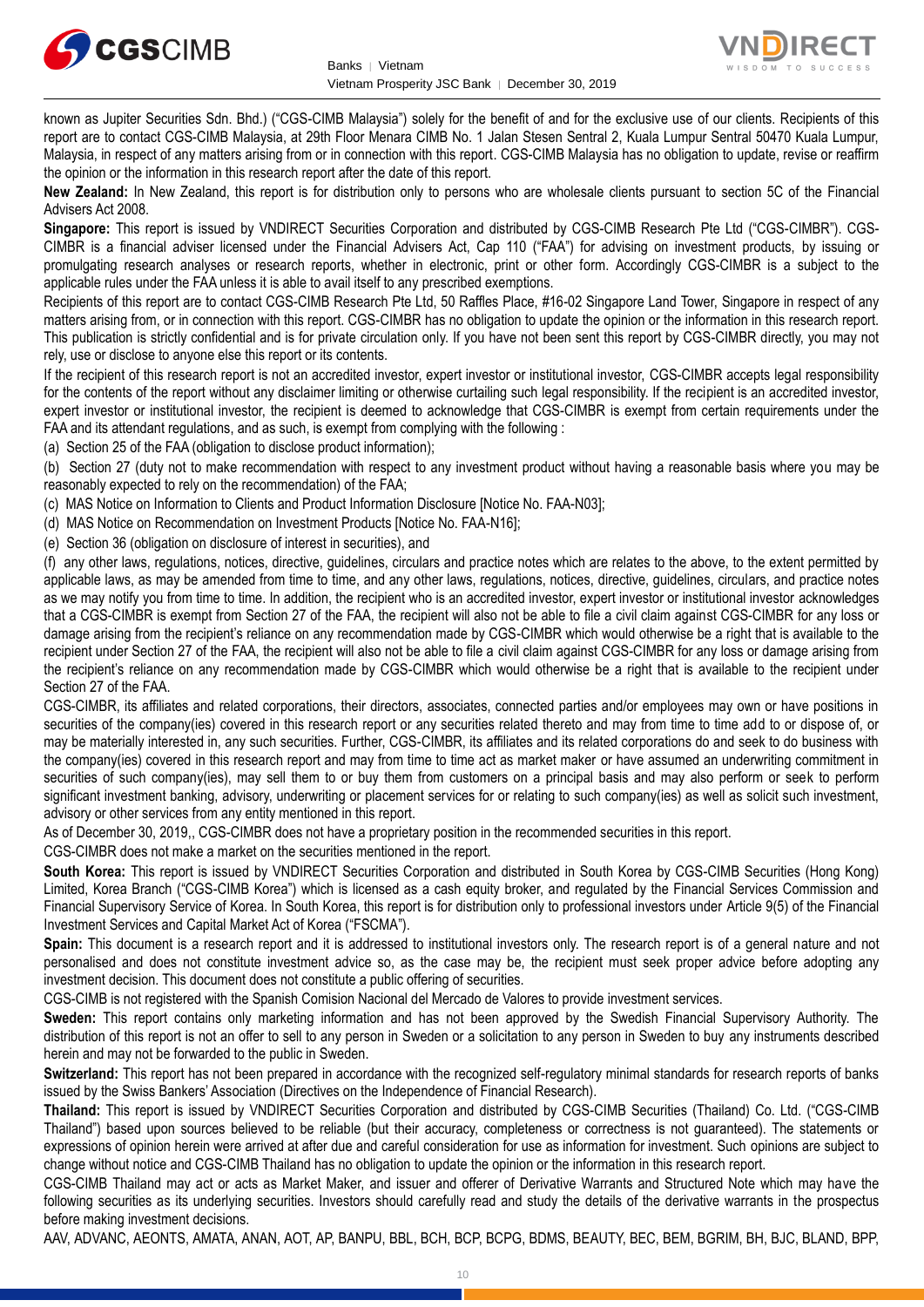known as Jupiter Securities Sdn. Bhd.) ("CGS-CIMB Malaysia") solely for the benefit of and for the exclusive use of our clients. Recipients of this report are to contact CGS-CIMB Malaysia, at 29th Floor Menara CIMB No. 1 Jalan Stesen Sentral 2, Kuala Lumpur Sentral 50470 Kuala Lumpur, Malaysia, in respect of any matters arising from or in connection with this report. CGS-CIMB Malaysia has no obligation to update, revise or reaffirm the opinion or the information in this research report after the date of this report.

**New Zealand:** In New Zealand, this report is for distribution only to persons who are wholesale clients pursuant to section 5C of the Financial Advisers Act 2008.

**Singapore:** This report is issued by VNDIRECT Securities Corporation and distributed by CGS-CIMB Research Pte Ltd ("CGS-CIMBR"). CGS-CIMBR is a financial adviser licensed under the Financial Advisers Act, Cap 110 ("FAA") for advising on investment products, by issuing or promulgating research analyses or research reports, whether in electronic, print or other form. Accordingly CGS-CIMBR is a subject to the applicable rules under the FAA unless it is able to avail itself to any prescribed exemptions.

Recipients of this report are to contact CGS-CIMB Research Pte Ltd, 50 Raffles Place, #16-02 Singapore Land Tower, Singapore in respect of any matters arising from, or in connection with this report. CGS-CIMBR has no obligation to update the opinion or the information in this research report. This publication is strictly confidential and is for private circulation only. If you have not been sent this report by CGS-CIMBR directly, you may not rely, use or disclose to anyone else this report or its contents.

If the recipient of this research report is not an accredited investor, expert investor or institutional investor, CGS-CIMBR accepts legal responsibility for the contents of the report without any disclaimer limiting or otherwise curtailing such legal responsibility. If the recipient is an accredited investor, expert investor or institutional investor, the recipient is deemed to acknowledge that CGS-CIMBR is exempt from certain requirements under the FAA and its attendant regulations, and as such, is exempt from complying with the following :

(a) Section 25 of the FAA (obligation to disclose product information);

(b) Section 27 (duty not to make recommendation with respect to any investment product without having a reasonable basis where you may be reasonably expected to rely on the recommendation) of the FAA;

(c) MAS Notice on Information to Clients and Product Information Disclosure [Notice No. FAA-N03];

(d) MAS Notice on Recommendation on Investment Products [Notice No. FAA-N16];

(e) Section 36 (obligation on disclosure of interest in securities), and

(f) any other laws, regulations, notices, directive, guidelines, circulars and practice notes which are relates to the above, to the extent permitted by applicable laws, as may be amended from time to time, and any other laws, regulations, notices, directive, guidelines, circulars, and practice notes as we may notify you from time to time. In addition, the recipient who is an accredited investor, expert investor or institutional investor acknowledges that a CGS-CIMBR is exempt from Section 27 of the FAA, the recipient will also not be able to file a civil claim against CGS-CIMBR for any loss or damage arising from the recipient's reliance on any recommendation made by CGS-CIMBR which would otherwise be a right that is available to the recipient under Section 27 of the FAA, the recipient will also not be able to file a civil claim against CGS-CIMBR for any loss or damage arising from the recipient's reliance on any recommendation made by CGS-CIMBR which would otherwise be a right that is available to the recipient under Section 27 of the FAA.

CGS-CIMBR, its affiliates and related corporations, their directors, associates, connected parties and/or employees may own or have positions in securities of the company(ies) covered in this research report or any securities related thereto and may from time to time add to or dispose of, or may be materially interested in, any such securities. Further, CGS-CIMBR, its affiliates and its related corporations do and seek to do business with the company(ies) covered in this research report and may from time to time act as market maker or have assumed an underwriting commitment in securities of such company(ies), may sell them to or buy them from customers on a principal basis and may also perform or seek to perform significant investment banking, advisory, underwriting or placement services for or relating to such company(ies) as well as solicit such investment, advisory or other services from any entity mentioned in this report.

As of December 30, 2019,, CGS-CIMBR does not have a proprietary position in the recommended securities in this report.

CGS-CIMBR does not make a market on the securities mentioned in the report.

**South Korea:** This report is issued by VNDIRECT Securities Corporation and distributed in South Korea by CGS-CIMB Securities (Hong Kong) Limited, Korea Branch ("CGS-CIMB Korea") which is licensed as a cash equity broker, and regulated by the Financial Services Commission and Financial Supervisory Service of Korea. In South Korea, this report is for distribution only to professional investors under Article 9(5) of the Financial Investment Services and Capital Market Act of Korea ("FSCMA").

**Spain:** This document is a research report and it is addressed to institutional investors only. The research report is of a general nature and not personalised and does not constitute investment advice so, as the case may be, the recipient must seek proper advice before adopting any investment decision. This document does not constitute a public offering of securities.

CGS-CIMB is not registered with the Spanish Comision Nacional del Mercado de Valores to provide investment services.

**Sweden:** This report contains only marketing information and has not been approved by the Swedish Financial Supervisory Authority. The distribution of this report is not an offer to sell to any person in Sweden or a solicitation to any person in Sweden to buy any instruments described herein and may not be forwarded to the public in Sweden.

**Switzerland:** This report has not been prepared in accordance with the recognized self-regulatory minimal standards for research reports of banks issued by the Swiss Bankers' Association (Directives on the Independence of Financial Research).

**Thailand:** This report is issued by VNDIRECT Securities Corporation and distributed by CGS-CIMB Securities (Thailand) Co. Ltd. ("CGS-CIMB Thailand") based upon sources believed to be reliable (but their accuracy, completeness or correctness is not guaranteed). The statements or expressions of opinion herein were arrived at after due and careful consideration for use as information for investment. Such opinions are subject to change without notice and CGS-CIMB Thailand has no obligation to update the opinion or the information in this research report.

CGS-CIMB Thailand may act or acts as Market Maker, and issuer and offerer of Derivative Warrants and Structured Note which may have the following securities as its underlying securities. Investors should carefully read and study the details of the derivative warrants in the prospectus before making investment decisions.

AAV, ADVANC, AEONTS, AMATA, ANAN, AOT, AP, BANPU, BBL, BCH, BCP, BCPG, BDMS, BEAUTY, BEC, BEM, BGRIM, BH, BJC, BLAND, BPP,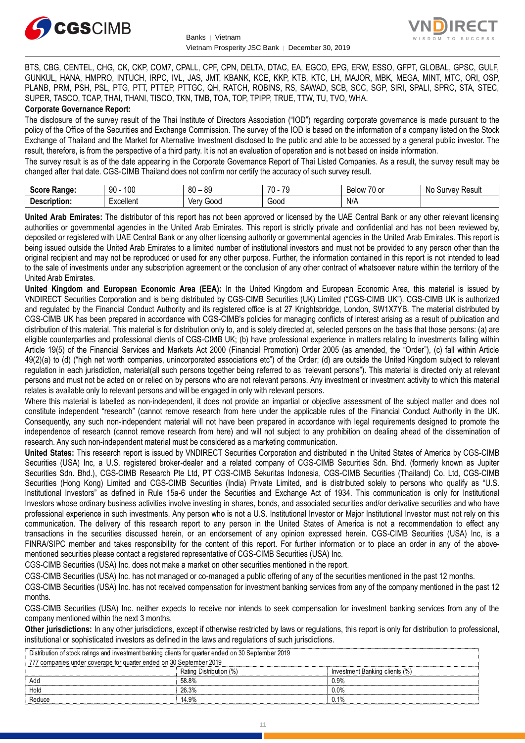BTS, CBG, CENTEL, CHG, CK, CKP, COM7, CPALL, CPF, CPN, DELTA, DTAC, EA, EGCO, EPG, ERW, ESSO, GFPT, GLOBAL, GPSC, GULF, GUNKUL, HANA, HMPRO, INTUCH, IRPC, IVL, JAS, JMT, KBANK, KCE, KKP, KTB, KTC, LH, MAJOR, MBK, MEGA, MINT, MTC, ORI, OSP, PLANB, PRM, PSH, PSL, PTG, PTT, PTTEP, PTTGC, QH, RATCH, ROBINS, RS, SAWAD, SCB, SCC, SGP, SIRI, SPALI, SPRC, STA, STEC, SUPER, TASCO, TCAP, THAI, THANI, TISCO, TKN, TMB, TOA, TOP, TPIPP, TRUE, TTW, TU, TVO, WHA.

**Corporate Governance Report:**

The disclosure of the survey result of the Thai Institute of Directors Association ("IOD") regarding corporate governance is made pursuant to the policy of the Office of the Securities and Exchange Commission. The survey of the IOD is based on the information of a company listed on the Stock Exchange of Thailand and the Market for Alternative Investment disclosed to the public and able to be accessed by a general public investor. The result, therefore, is from the perspective of a third party. It is not an evaluation of operation and is not based on inside information.

The survey result is as of the date appearing in the Corporate Governance Report of Thai Listed Companies. As a result, the survey result may be changed after that date. CGS-CIMB Thailand does not confirm nor certify the accuracy of such survey result.

| **Score Range:** | 90 - 100 | 80 – 89 | 70 - 79 | Below 70 or | No Survey Result |
|---|---|---|---|---|---|
| **Description:** | Excellent | Very Good | Good | N/A | |

**United Arab Emirates:** The distributor of this report has not been approved or licensed by the UAE Central Bank or any other relevant licensing authorities or governmental agencies in the United Arab Emirates. This report is strictly private and confidential and has not been reviewed by, deposited or registered with UAE Central Bank or any other licensing authority or governmental agencies in the United Arab Emirates. This report is being issued outside the United Arab Emirates to a limited number of institutional investors and must not be provided to any person other than the original recipient and may not be reproduced or used for any other purpose. Further, the information contained in this report is not intended to lead to the sale of investments under any subscription agreement or the conclusion of any other contract of whatsoever nature within the territory of the United Arab Emirates.

**United Kingdom and European Economic Area (EEA):** In the United Kingdom and European Economic Area, this material is issued by VNDIRECT Securities Corporation and is being distributed by CGS-CIMB Securities (UK) Limited ("CGS-CIMB UK"). CGS-CIMB UK is authorized and regulated by the Financial Conduct Authority and its registered office is at 27 Knightsbridge, London, SW1X7YB. The material distributed by CGS-CIMB UK has been prepared in accordance with CGS-CIMB's policies for managing conflicts of interest arising as a result of publication and distribution of this material. This material is for distribution only to, and is solely directed at, selected persons on the basis that those persons: (a) are eligible counterparties and professional clients of CGS-CIMB UK; (b) have professional experience in matters relating to investments falling within Article 19(5) of the Financial Services and Markets Act 2000 (Financial Promotion) Order 2005 (as amended, the "Order"), (c) fall within Article 49(2)(a) to (d) ("high net worth companies, unincorporated associations etc") of the Order; (d) are outside the United Kingdom subject to relevant regulation in each jurisdiction, material(all such persons together being referred to as "relevant persons"). This material is directed only at relevant persons and must not be acted on or relied on by persons who are not relevant persons. Any investment or investment activity to which this material relates is available only to relevant persons and will be engaged in only with relevant persons.

Where this material is labelled as non-independent, it does not provide an impartial or objective assessment of the subject matter and does not constitute independent "research" (cannot remove research from here under the applicable rules of the Financial Conduct Authority in the UK. Consequently, any such non-independent material will not have been prepared in accordance with legal requirements designed to promote the independence of research (cannot remove research from here) and will not subject to any prohibition on dealing ahead of the dissemination of research. Any such non-independent material must be considered as a marketing communication.

**United States:** This research report is issued by VNDIRECT Securities Corporation and distributed in the United States of America by CGS-CIMB Securities (USA) Inc, a U.S. registered broker-dealer and a related company of CGS-CIMB Securities Sdn. Bhd. (formerly known as Jupiter Securities Sdn. Bhd.), CGS-CIMB Research Pte Ltd, PT CGS-CIMB Sekuritas Indonesia, CGS-CIMB Securities (Thailand) Co. Ltd, CGS-CIMB Securities (Hong Kong) Limited and CGS-CIMB Securities (India) Private Limited, and is distributed solely to persons who qualify as "U.S. Institutional Investors" as defined in Rule 15a-6 under the Securities and Exchange Act of 1934. This communication is only for Institutional Investors whose ordinary business activities involve investing in shares, bonds, and associated securities and/or derivative securities and who have professional experience in such investments. Any person who is not a U.S. Institutional Investor or Major Institutional Investor must not rely on this communication. The delivery of this research report to any person in the United States of America is not a recommendation to effect any transactions in the securities discussed herein, or an endorsement of any opinion expressed herein. CGS-CIMB Securities (USA) Inc, is a FINRA/SIPC member and takes responsibility for the content of this report. For further information or to place an order in any of the above-mentioned securities please contact a registered representative of CGS-CIMB Securities (USA) Inc.

CGS-CIMB Securities (USA) Inc. does not make a market on other securities mentioned in the report.

CGS-CIMB Securities (USA) Inc. has not managed or co-managed a public offering of any of the securities mentioned in the past 12 months.

CGS-CIMB Securities (USA) Inc. has not received compensation for investment banking services from any of the company mentioned in the past 12 months.

CGS-CIMB Securities (USA) Inc. neither expects to receive nor intends to seek compensation for investment banking services from any of the company mentioned within the next 3 months.

**Other jurisdictions:** In any other jurisdictions, except if otherwise restricted by laws or regulations, this report is only for distribution to professional, institutional or sophisticated investors as defined in the laws and regulations of such jurisdictions.

| Distribution of stock ratings and investment banking clients for quarter ended on 30 September 2019 | | |
|---|---|---|
| 777 companies under coverage for quarter ended on 30 September 2019 | | |
| | Rating Distribution (%) | Investment Banking clients (%) |
| Add | 58.8% | 0.9% |
| Hold | 26.3% | 0.0% |
| Reduce | 14.9% | 0.1% |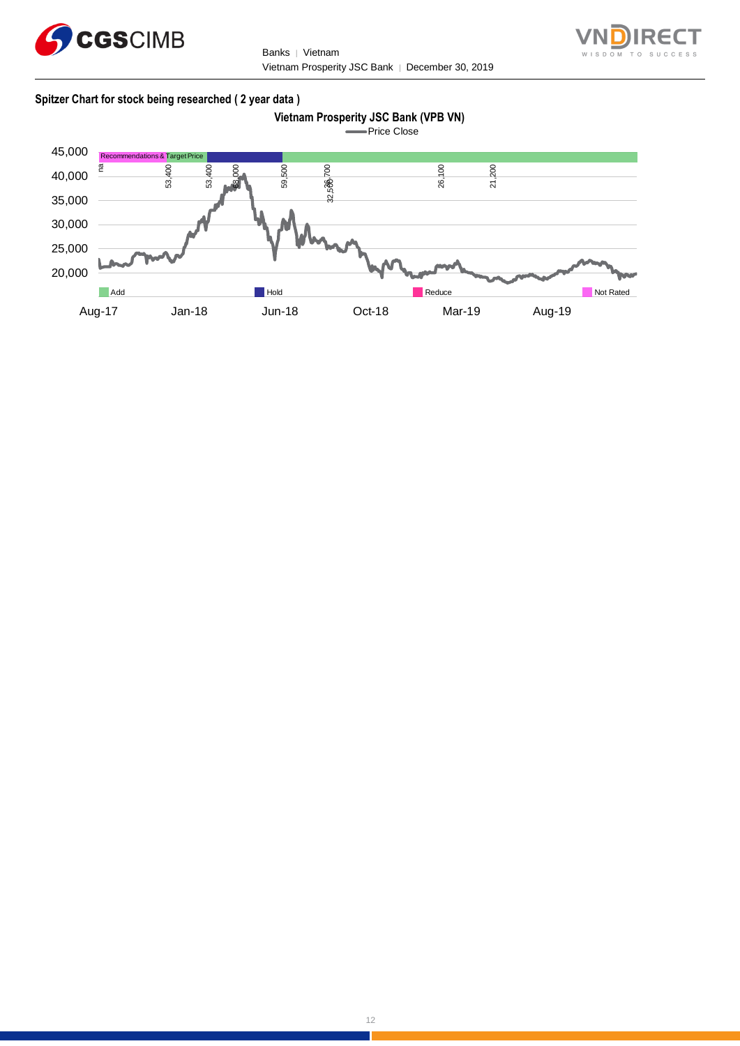**Spitzer Chart for stock being researched ( 2 year data )**

**Vietnam Prosperity JSC Bank (VPB VN)**

Price Close

45,000
40,000
35,000
30,000
25,000
20,000

Recommendations & Target Price

na 53,400 53,400 58,000 59,500 36,700 32,500 26,100 21,200

Add | Hold | Reduce | Not Rated

Aug-17 Jan-18 Jun-18 Oct-18 Mar-19 Aug-19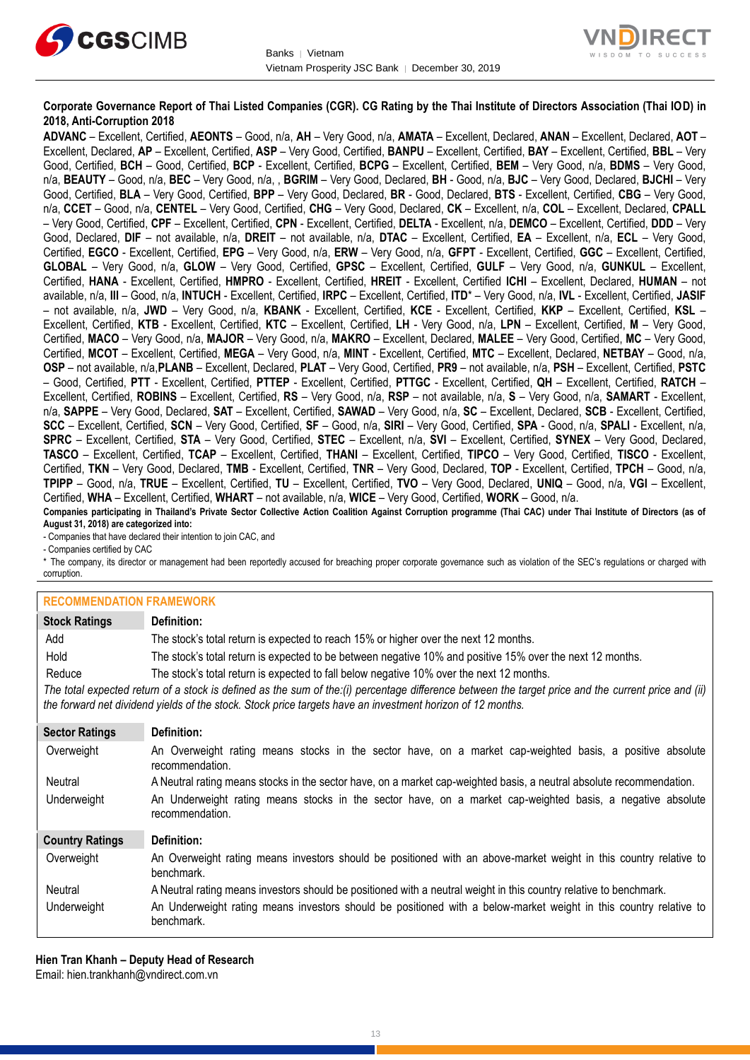**Corporate Governance Report of Thai Listed Companies (CGR). CG Rating by the Thai Institute of Directors Association (Thai IOD) in 2018, Anti-Corruption 2018**

**ADVANC** – Excellent, Certified, **AEONTS** – Good, n/a, **AH** – Very Good, n/a, **AMATA** – Excellent, Declared, **ANAN** – Excellent, Declared, **AOT** – Excellent, Declared, **AP** – Excellent, Certified, **ASP** – Very Good, Certified, **BANPU** – Excellent, Certified, **BAY** – Excellent, Certified, **BBL** – Very Good, Certified, **BCH** – Good, Certified, **BCP** - Excellent, Certified, **BCPG** – Excellent, Certified, **BEM** – Very Good, n/a, **BDMS** – Very Good, n/a, **BEAUTY** – Good, n/a, **BEC** – Very Good, n/a, , **BGRIM** – Very Good, Declared, **BH** - Good, n/a, **BJC** – Very Good, Declared, **BJCHI** – Very Good, Certified, **BLA** – Very Good, Certified, **BPP** – Very Good, Declared, **BR** - Good, Declared, **BTS** - Excellent, Certified, **CBG** – Very Good, n/a, **CCET** – Good, n/a, **CENTEL** – Very Good, Certified, **CHG** – Very Good, Declared, **CK** – Excellent, n/a, **COL** – Excellent, Declared, **CPALL** – Very Good, Certified, **CPF** – Excellent, Certified, **CPN** - Excellent, Certified, **DELTA** - Excellent, n/a, **DEMCO** – Excellent, Certified, **DDD** – Very Good, Declared, **DIF** – not available, n/a, **DREIT** – not available, n/a, **DTAC** – Excellent, Certified, **EA** – Excellent, n/a, **ECL** – Very Good, Certified, **EGCO** - Excellent, Certified, **EPG** – Very Good, n/a, **ERW** – Very Good, n/a, **GFPT** - Excellent, Certified, **GGC** – Excellent, Certified, **GLOBAL** – Very Good, n/a, **GLOW** – Very Good, Certified, **GPSC** – Excellent, Certified, **GULF** – Very Good, n/a, **GUNKUL** – Excellent, Certified, **HANA** - Excellent, Certified, **HMPRO** - Excellent, Certified, **HREIT** - Excellent, Certified **ICHI** – Excellent, Declared, **HUMAN** – not available, n/a, **III** – Good, n/a, **INTUCH** - Excellent, Certified, **IRPC** – Excellent, Certified, **ITD*** – Very Good, n/a, **IVL** - Excellent, Certified, **JASIF** – not available, n/a, **JWD** – Very Good, n/a, **KBANK** - Excellent, Certified, **KCE** - Excellent, Certified, **KKP** – Excellent, Certified, **KSL** – Excellent, Certified, **KTB** - Excellent, Certified, **KTC** – Excellent, Certified, **LH** - Very Good, n/a, **LPN** – Excellent, Certified, **M** – Very Good, Certified, **MACO** – Very Good, n/a, **MAJOR** – Very Good, n/a, **MAKRO** – Excellent, Declared, **MALEE** – Very Good, Certified, **MC** – Very Good, Certified, **MCOT** – Excellent, Certified, **MEGA** – Very Good, n/a, **MINT** - Excellent, Certified, **MTC** – Excellent, Declared, **NETBAY** – Good, n/a, **OSP** – not available, n/a,**PLANB** – Excellent, Declared, **PLAT** – Very Good, Certified, **PR9** – not available, n/a, **PSH** – Excellent, Certified, **PSTC** – Good, Certified, **PTT** - Excellent, Certified, **PTTEP** - Excellent, Certified, **PTTGC** - Excellent, Certified, **QH** – Excellent, Certified, **RATCH** – Excellent, Certified, **ROBINS** – Excellent, Certified, **RS** – Very Good, n/a, **RSP** – not available, n/a, **S** – Very Good, n/a, **SAMART** - Excellent, n/a, **SAPPE** – Very Good, Declared, **SAT** – Excellent, Certified, **SAWAD** – Very Good, n/a, **SC** – Excellent, Declared, **SCB** - Excellent, Certified, **SCC** – Excellent, Certified, **SCN** – Very Good, Certified, **SF** – Good, n/a, **SIRI** – Very Good, Certified, **SPA** - Good, n/a, **SPALI** - Excellent, n/a, **SPRC** – Excellent, Certified, **STA** – Very Good, Certified, **STEC** – Excellent, n/a, **SVI** – Excellent, Certified, **SYNEX** – Very Good, Declared, **TASCO** – Excellent, Certified, **TCAP** – Excellent, Certified, **THANI** – Excellent, Certified, **TIPCO** – Very Good, Certified, **TISCO** - Excellent, Certified, **TKN** – Very Good, Declared, **TMB** - Excellent, Certified, **TNR** – Very Good, Declared, **TOP** - Excellent, Certified, **TPCH** – Good, n/a, **TPIPP** – Good, n/a, **TRUE** – Excellent, Certified, **TU** – Excellent, Certified, **TVO** – Very Good, Declared, **UNIQ** – Good, n/a, **VGI** – Excellent, Certified, **WHA** – Excellent, Certified, **WHART** – not available, n/a, **WICE** – Very Good, Certified, **WORK** – Good, n/a.

**Companies participating in Thailand's Private Sector Collective Action Coalition Against Corruption programme (Thai CAC) under Thai Institute of Directors (as of August 31, 2018) are categorized into:**

- Companies that have declared their intention to join CAC, and
- Companies certified by CAC

\* The company, its director or management had been reportedly accused for breaching proper corporate governance such as violation of the SEC's regulations or charged with corruption.

## RECOMMENDATION FRAMEWORK

| Stock Ratings | Definition: |
|---|---|
| Add | The stock's total return is expected to reach 15% or higher over the next 12 months. |
| Hold | The stock's total return is expected to be between negative 10% and positive 15% over the next 12 months. |
| Reduce | The stock's total return is expected to fall below negative 10% over the next 12 months. |

*The total expected return of a stock is defined as the sum of the:(i) percentage difference between the target price and the current price and (ii) the forward net dividend yields of the stock. Stock price targets have an investment horizon of 12 months.*

| Sector Ratings | Definition: |
|---|---|
| Overweight | An Overweight rating means stocks in the sector have, on a market cap-weighted basis, a positive absolute recommendation. |
| Neutral | A Neutral rating means stocks in the sector have, on a market cap-weighted basis, a neutral absolute recommendation. |
| Underweight | An Underweight rating means stocks in the sector have, on a market cap-weighted basis, a negative absolute recommendation. |

| Country Ratings | Definition: |
|---|---|
| Overweight | An Overweight rating means investors should be positioned with an above-market weight in this country relative to benchmark. |
| Neutral | A Neutral rating means investors should be positioned with a neutral weight in this country relative to benchmark. |
| Underweight | An Underweight rating means investors should be positioned with a below-market weight in this country relative to benchmark. |

**Hien Tran Khanh – Deputy Head of Research**
Email: hien.trankhanh@vndirect.com.vn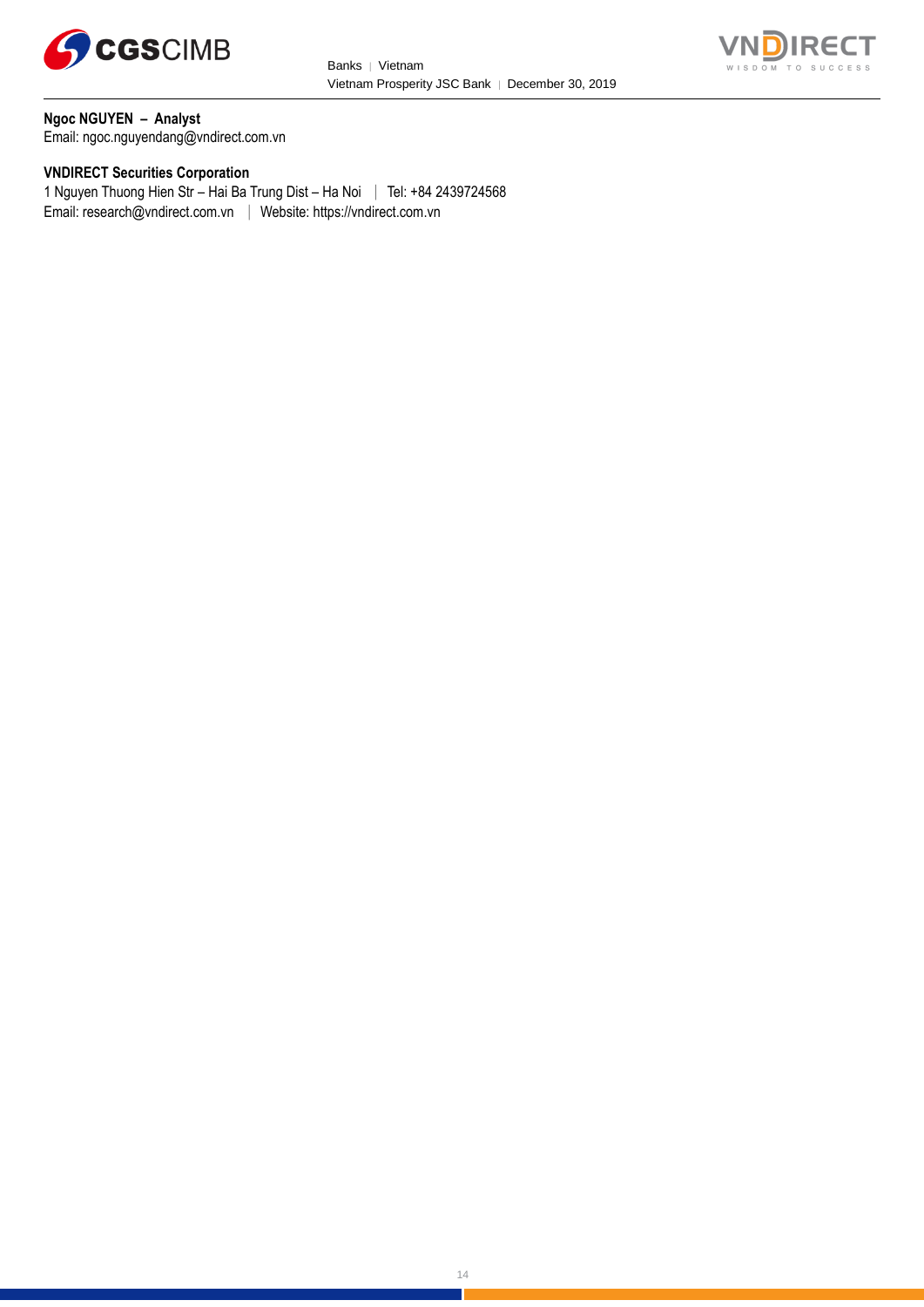**Ngoc NGUYEN – Analyst**
Email: ngoc.nguyendang@vndirect.com.vn

**VNDIRECT Securities Corporation**
1 Nguyen Thuong Hien Str – Hai Ba Trung Dist – Ha Noi | Tel: +84 2439724568
Email: research@vndirect.com.vn | Website: https://vndirect.com.vn